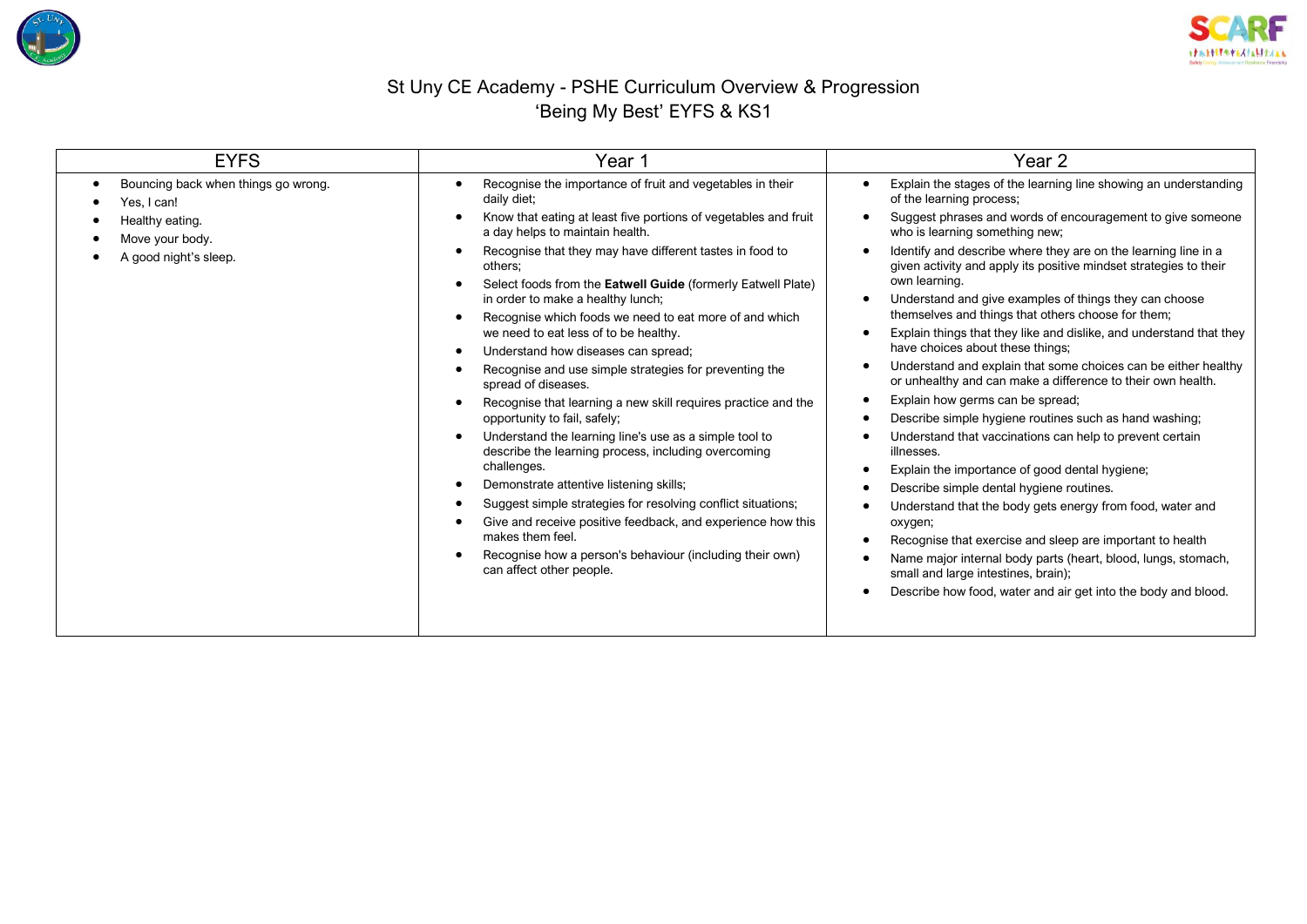# St Uny CE Academy - PSHE Curriculum Overview & Progression
## 'Being My Best' EYFS & KS1

| EYFS | Year 1 | Year 2 |
|---|---|---|
| • Bouncing back when things go wrong.<br>• Yes, I can!<br>• Healthy eating.<br>• Move your body.<br>• A good night's sleep. | • Recognise the importance of fruit and vegetables in their daily diet;<br>• Know that eating at least five portions of vegetables and fruit a day helps to maintain health.<br>• Recognise that they may have different tastes in food to others;<br>• Select foods from the **Eatwell Guide** (formerly Eatwell Plate) in order to make a healthy lunch;<br>• Recognise which foods we need to eat more of and which we need to eat less of to be healthy.<br>• Understand how diseases can spread;<br>• Recognise and use simple strategies for preventing the spread of diseases.<br>• Recognise that learning a new skill requires practice and the opportunity to fail, safely;<br>• Understand the learning line's use as a simple tool to describe the learning process, including overcoming challenges.<br>• Demonstrate attentive listening skills;<br>• Suggest simple strategies for resolving conflict situations;<br>• Give and receive positive feedback, and experience how this makes them feel.<br>• Recognise how a person's behaviour (including their own) can affect other people. | • Explain the stages of the learning line showing an understanding of the learning process;<br>• Suggest phrases and words of encouragement to give someone who is learning something new;<br>• Identify and describe where they are on the learning line in a given activity and apply its positive mindset strategies to their own learning.<br>• Understand and give examples of things they can choose themselves and things that others choose for them;<br>• Explain things that they like and dislike, and understand that they have choices about these things;<br>• Understand and explain that some choices can be either healthy or unhealthy and can make a difference to their own health.<br>• Explain how germs can be spread;<br>• Describe simple hygiene routines such as hand washing;<br>• Understand that vaccinations can help to prevent certain illnesses.<br>• Explain the importance of good dental hygiene;<br>• Describe simple dental hygiene routines.<br>• Understand that the body gets energy from food, water and oxygen;<br>• Recognise that exercise and sleep are important to health<br>• Name major internal body parts (heart, blood, lungs, stomach, small and large intestines, brain);<br>• Describe how food, water and air get into the body and blood. |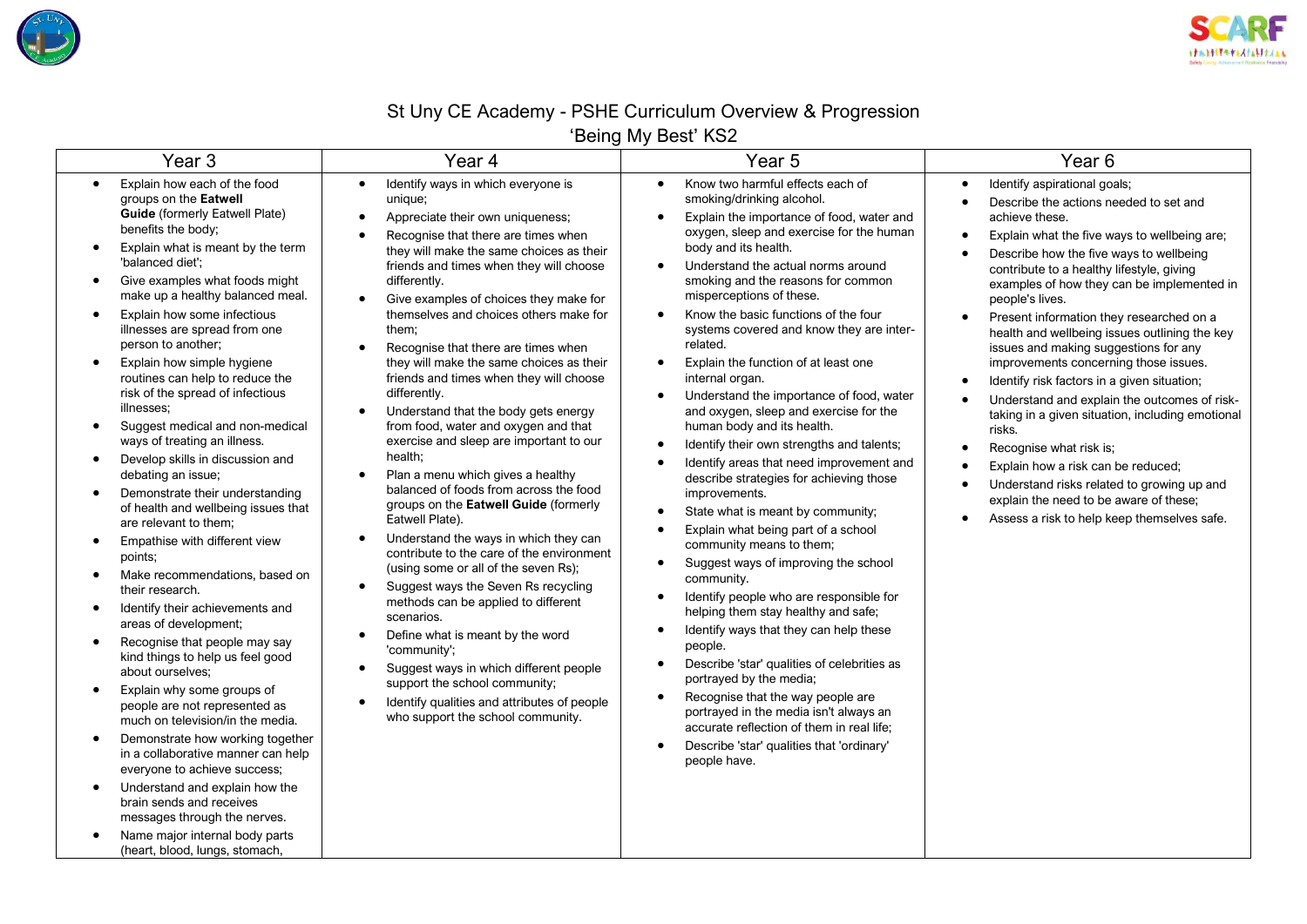# St Uny CE Academy - PSHE Curriculum Overview & Progression
## 'Being My Best' KS2

| Year 3 | Year 4 | Year 5 | Year 6 |
|---|---|---|---|
| • Explain how each of the food groups on the **Eatwell Guide** (formerly Eatwell Plate) benefits the body;<br>• Explain what is meant by the term 'balanced diet';<br>• Give examples what foods might make up a healthy balanced meal.<br>• Explain how some infectious illnesses are spread from one person to another;<br>• Explain how simple hygiene routines can help to reduce the risk of the spread of infectious illnesses;<br>• Suggest medical and non-medical ways of treating an illness.<br>• Develop skills in discussion and debating an issue;<br>• Demonstrate their understanding of health and wellbeing issues that are relevant to them;<br>• Empathise with different view points;<br>• Make recommendations, based on their research.<br>• Identify their achievements and areas of development;<br>• Recognise that people may say kind things to help us feel good about ourselves;<br>• Explain why some groups of people are not represented as much on television/in the media.<br>• Demonstrate how working together in a collaborative manner can help everyone to achieve success;<br>• Understand and explain how the brain sends and receives messages through the nerves.<br>• Name major internal body parts (heart, blood, lungs, stomach, | • Identify ways in which everyone is unique;<br>• Appreciate their own uniqueness;<br>• Recognise that there are times when they will make the same choices as their friends and times when they will choose differently.<br>• Give examples of choices they make for themselves and choices others make for them;<br>• Recognise that there are times when they will make the same choices as their friends and times when they will choose differently.<br>• Understand that the body gets energy from food, water and oxygen and that exercise and sleep are important to our health;<br>• Plan a menu which gives a healthy balanced of foods from across the food groups on the **Eatwell Guide** (formerly Eatwell Plate).<br>• Understand the ways in which they can contribute to the care of the environment (using some or all of the seven Rs);<br>• Suggest ways the Seven Rs recycling methods can be applied to different scenarios.<br>• Define what is meant by the word 'community';<br>• Suggest ways in which different people support the school community;<br>• Identify qualities and attributes of people who support the school community. | • Know two harmful effects each of smoking/drinking alcohol.<br>• Explain the importance of food, water and oxygen, sleep and exercise for the human body and its health.<br>• Understand the actual norms around smoking and the reasons for common misperceptions of these.<br>• Know the basic functions of the four systems covered and know they are inter-related.<br>• Explain the function of at least one internal organ.<br>• Understand the importance of food, water and oxygen, sleep and exercise for the human body and its health.<br>• Identify their own strengths and talents;<br>• Identify areas that need improvement and describe strategies for achieving those improvements.<br>• State what is meant by community;<br>• Explain what being part of a school community means to them;<br>• Suggest ways of improving the school community.<br>• Identify people who are responsible for helping them stay healthy and safe;<br>• Identify ways that they can help these people.<br>• Describe 'star' qualities of celebrities as portrayed by the media;<br>• Recognise that the way people are portrayed in the media isn't always an accurate reflection of them in real life;<br>• Describe 'star' qualities that 'ordinary' people have. | • Identify aspirational goals;<br>• Describe the actions needed to set and achieve these.<br>• Explain what the five ways to wellbeing are;<br>• Describe how the five ways to wellbeing contribute to a healthy lifestyle, giving examples of how they can be implemented in people's lives.<br>• Present information they researched on a health and wellbeing issues outlining the key issues and making suggestions for any improvements concerning those issues.<br>• Identify risk factors in a given situation;<br>• Understand and explain the outcomes of risk-taking in a given situation, including emotional risks.<br>• Recognise what risk is;<br>• Explain how a risk can be reduced;<br>• Understand risks related to growing up and explain the need to be aware of these;<br>• Assess a risk to help keep themselves safe. |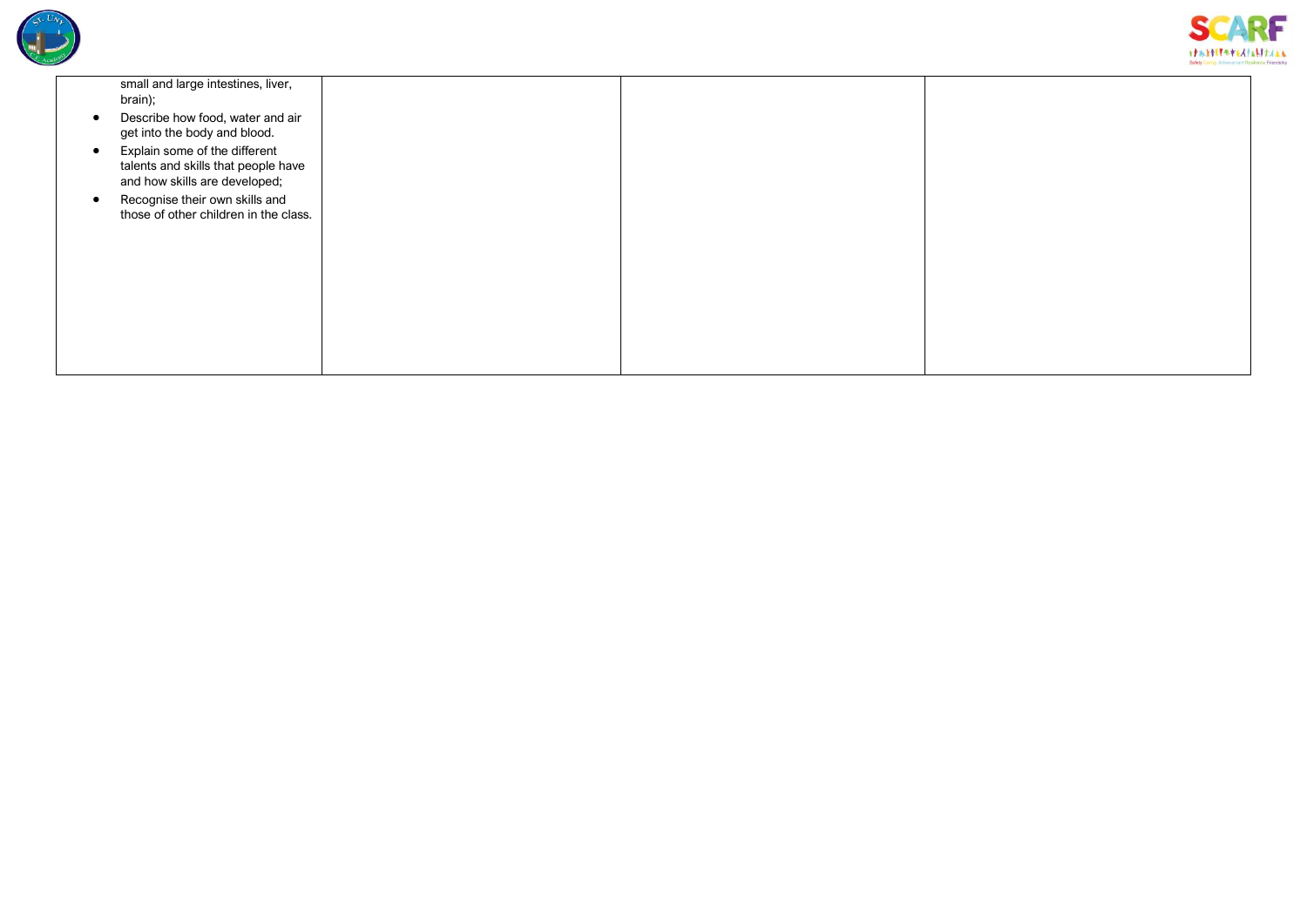| | | | |
|---|---|---|---|
| small and large intestines, liver, brain);<br>• Describe how food, water and air get into the body and blood.<br>• Explain some of the different talents and skills that people have and how skills are developed;<br>• Recognise their own skills and those of other children in the class. | | | |